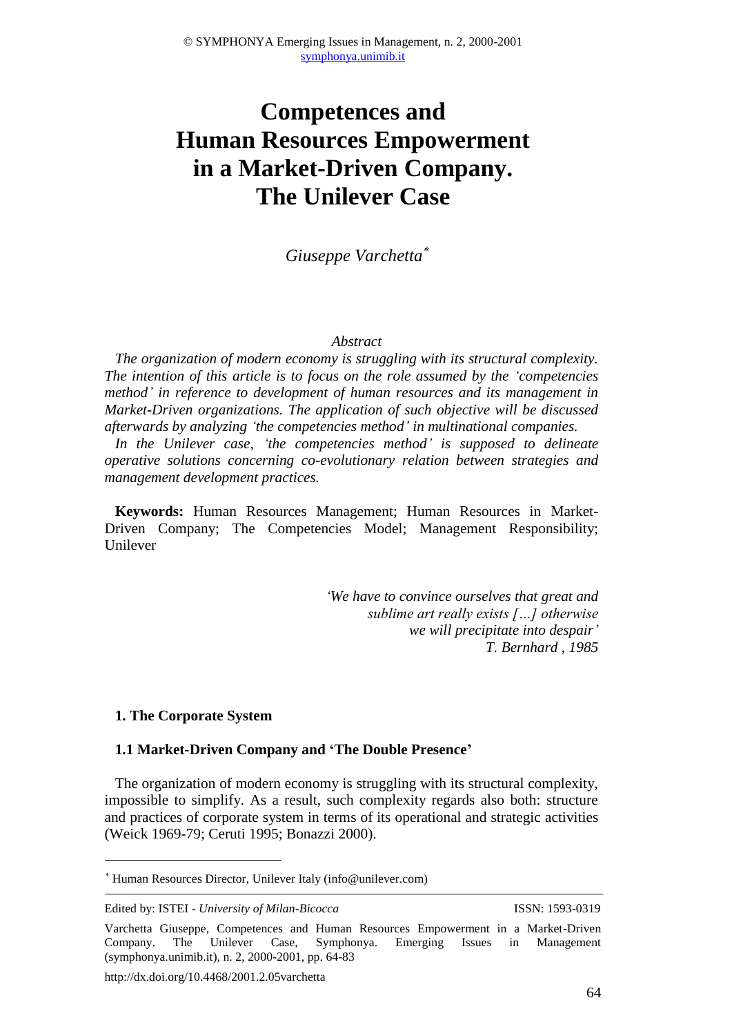# Competences and Human Resources Empowerment in a Market-Driven Company. The Unilever Case

*Giuseppe Varchetta*[*]

*Abstract*

*The organization of modern economy is struggling with its structural complexity. The intention of this article is to focus on the role assumed by the 'competencies method' in reference to development of human resources and its management in Market-Driven organizations. The application of such objective will be discussed afterwards by analyzing 'the competencies method' in multinational companies.*

*In the Unilever case, 'the competencies method' is supposed to delineate operative solutions concerning co-evolutionary relation between strategies and management development practices.*

**Keywords:** Human Resources Management; Human Resources in Market-Driven Company; The Competencies Model; Management Responsibility; Unilever

> *'We have to convince ourselves that great and sublime art really exists […] otherwise we will precipitate into despair'*
> *T. Bernhard , 1985*

## 1. The Corporate System

### 1.1 Market-Driven Company and 'The Double Presence'

The organization of modern economy is struggling with its structural complexity, impossible to simplify. As a result, such complexity regards also both: structure and practices of corporate system in terms of its operational and strategic activities (Weick 1969-79; Ceruti 1995; Bonazzi 2000).

---

[*] Human Resources Director, Unilever Italy (info@unilever.com)

Edited by: ISTEI - *University of Milan-Bicocca* ISSN: 1593-0319

Varchetta Giuseppe, Competences and Human Resources Empowerment in a Market-Driven Company. The Unilever Case, Symphonya. Emerging Issues in Management (symphonya.unimib.it), n. 2, 2000-2001, pp. 64-83

http://dx.doi.org/10.4468/2001.2.05varchetta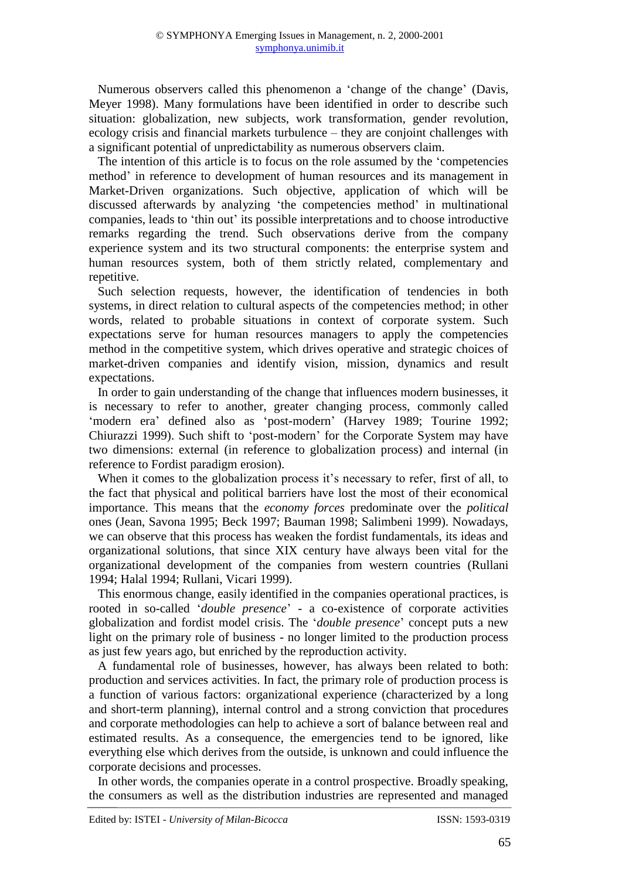Numerous observers called this phenomenon a 'change of the change' (Davis, Meyer 1998). Many formulations have been identified in order to describe such situation: globalization, new subjects, work transformation, gender revolution, ecology crisis and financial markets turbulence – they are conjoint challenges with a significant potential of unpredictability as numerous observers claim.

The intention of this article is to focus on the role assumed by the 'competencies method' in reference to development of human resources and its management in Market-Driven organizations. Such objective, application of which will be discussed afterwards by analyzing 'the competencies method' in multinational companies, leads to 'thin out' its possible interpretations and to choose introductive remarks regarding the trend. Such observations derive from the company experience system and its two structural components: the enterprise system and human resources system, both of them strictly related, complementary and repetitive.

Such selection requests, however, the identification of tendencies in both systems, in direct relation to cultural aspects of the competencies method; in other words, related to probable situations in context of corporate system. Such expectations serve for human resources managers to apply the competencies method in the competitive system, which drives operative and strategic choices of market-driven companies and identify vision, mission, dynamics and result expectations.

In order to gain understanding of the change that influences modern businesses, it is necessary to refer to another, greater changing process, commonly called 'modern era' defined also as 'post-modern' (Harvey 1989; Tourine 1992; Chiurazzi 1999). Such shift to 'post-modern' for the Corporate System may have two dimensions: external (in reference to globalization process) and internal (in reference to Fordist paradigm erosion).

When it comes to the globalization process it's necessary to refer, first of all, to the fact that physical and political barriers have lost the most of their economical importance. This means that the *economy forces* predominate over the *political* ones (Jean, Savona 1995; Beck 1997; Bauman 1998; Salimbeni 1999). Nowadays, we can observe that this process has weaken the fordist fundamentals, its ideas and organizational solutions, that since XIX century have always been vital for the organizational development of the companies from western countries (Rullani 1994; Halal 1994; Rullani, Vicari 1999).

This enormous change, easily identified in the companies operational practices, is rooted in so-called '*double presence*' - a co-existence of corporate activities globalization and fordist model crisis. The '*double presence*' concept puts a new light on the primary role of business - no longer limited to the production process as just few years ago, but enriched by the reproduction activity.

A fundamental role of businesses, however, has always been related to both: production and services activities. In fact, the primary role of production process is a function of various factors: organizational experience (characterized by a long and short-term planning), internal control and a strong conviction that procedures and corporate methodologies can help to achieve a sort of balance between real and estimated results. As a consequence, the emergencies tend to be ignored, like everything else which derives from the outside, is unknown and could influence the corporate decisions and processes.

In other words, the companies operate in a control prospective. Broadly speaking, the consumers as well as the distribution industries are represented and managed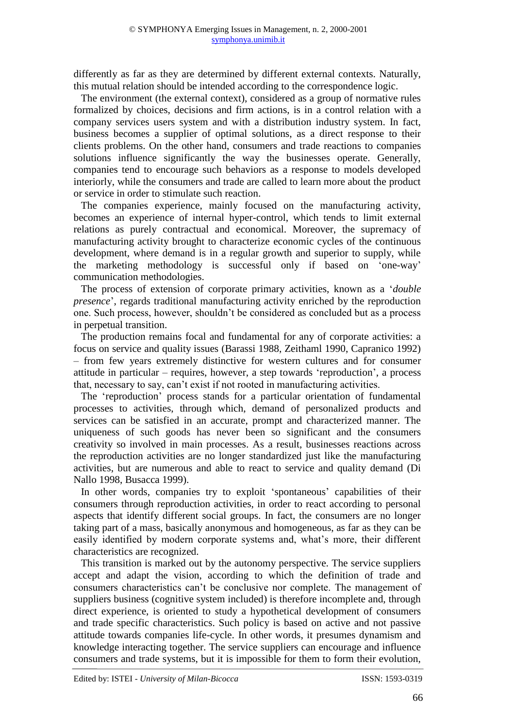differently as far as they are determined by different external contexts. Naturally, this mutual relation should be intended according to the correspondence logic.

The environment (the external context), considered as a group of normative rules formalized by choices, decisions and firm actions, is in a control relation with a company services users system and with a distribution industry system. In fact, business becomes a supplier of optimal solutions, as a direct response to their clients problems. On the other hand, consumers and trade reactions to companies solutions influence significantly the way the businesses operate. Generally, companies tend to encourage such behaviors as a response to models developed interiorly, while the consumers and trade are called to learn more about the product or service in order to stimulate such reaction.

The companies experience, mainly focused on the manufacturing activity, becomes an experience of internal hyper-control, which tends to limit external relations as purely contractual and economical. Moreover, the supremacy of manufacturing activity brought to characterize economic cycles of the continuous development, where demand is in a regular growth and superior to supply, while the marketing methodology is successful only if based on 'one-way' communication methodologies.

The process of extension of corporate primary activities, known as a '*double presence*', regards traditional manufacturing activity enriched by the reproduction one. Such process, however, shouldn't be considered as concluded but as a process in perpetual transition.

The production remains focal and fundamental for any of corporate activities: a focus on service and quality issues (Barassi 1988, Zeithaml 1990, Capranico 1992) – from few years extremely distinctive for western cultures and for consumer attitude in particular – requires, however, a step towards 'reproduction', a process that, necessary to say, can't exist if not rooted in manufacturing activities.

The 'reproduction' process stands for a particular orientation of fundamental processes to activities, through which, demand of personalized products and services can be satisfied in an accurate, prompt and characterized manner. The uniqueness of such goods has never been so significant and the consumers creativity so involved in main processes. As a result, businesses reactions across the reproduction activities are no longer standardized just like the manufacturing activities, but are numerous and able to react to service and quality demand (Di Nallo 1998, Busacca 1999).

In other words, companies try to exploit 'spontaneous' capabilities of their consumers through reproduction activities, in order to react according to personal aspects that identify different social groups. In fact, the consumers are no longer taking part of a mass, basically anonymous and homogeneous, as far as they can be easily identified by modern corporate systems and, what's more, their different characteristics are recognized.

This transition is marked out by the autonomy perspective. The service suppliers accept and adapt the vision, according to which the definition of trade and consumers characteristics can't be conclusive nor complete. The management of suppliers business (cognitive system included) is therefore incomplete and, through direct experience, is oriented to study a hypothetical development of consumers and trade specific characteristics. Such policy is based on active and not passive attitude towards companies life-cycle. In other words, it presumes dynamism and knowledge interacting together. The service suppliers can encourage and influence consumers and trade systems, but it is impossible for them to form their evolution,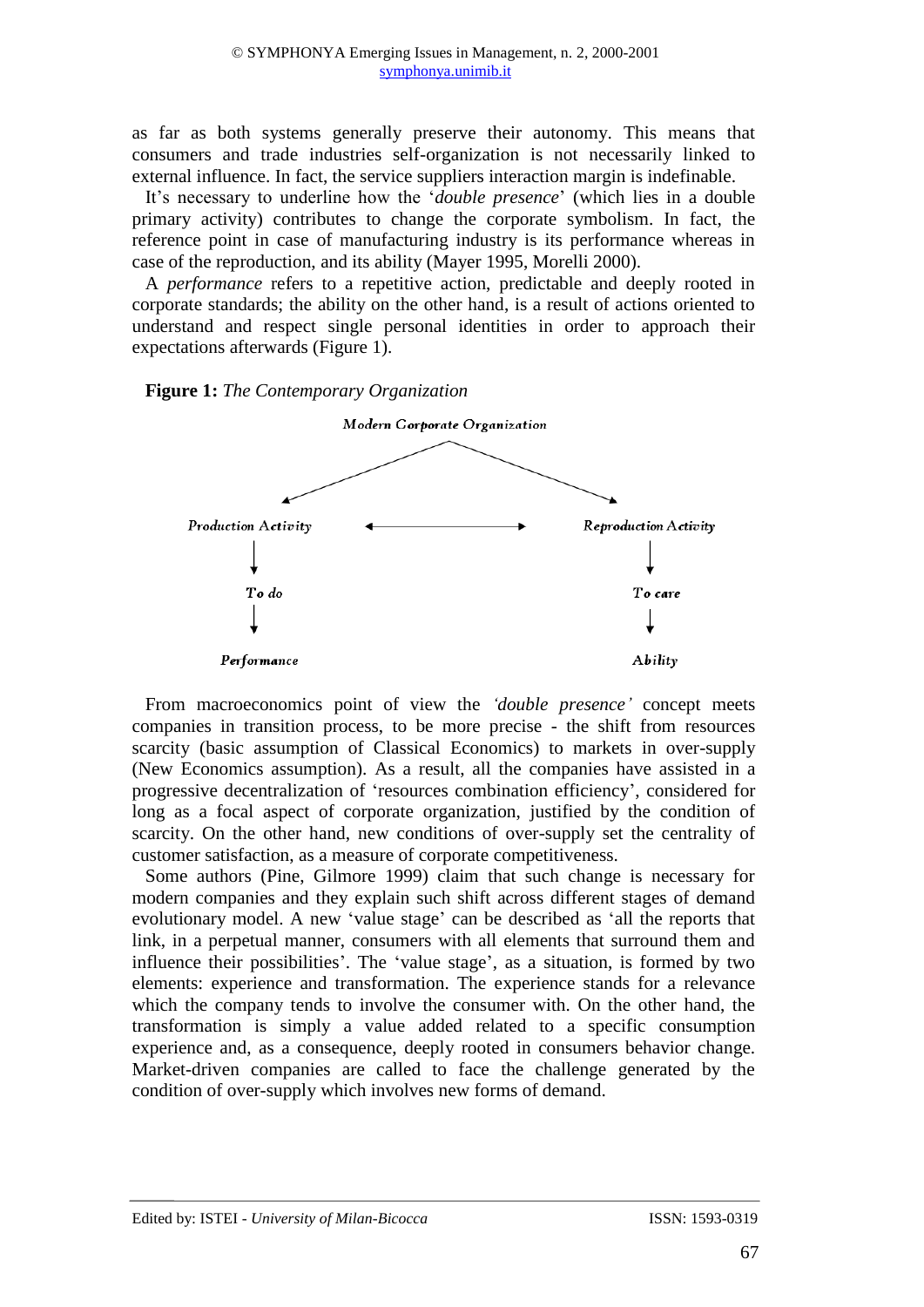as far as both systems generally preserve their autonomy. This means that consumers and trade industries self-organization is not necessarily linked to external influence. In fact, the service suppliers interaction margin is indefinable.

It's necessary to underline how the '*double presence*' (which lies in a double primary activity) contributes to change the corporate symbolism. In fact, the reference point in case of manufacturing industry is its performance whereas in case of the reproduction, and its ability (Mayer 1995, Morelli 2000).

A *performance* refers to a repetitive action, predictable and deeply rooted in corporate standards; the ability on the other hand, is a result of actions oriented to understand and respect single personal identities in order to approach their expectations afterwards (Figure 1).

**Figure 1:** *The Contemporary Organization*

```
                    Modern Corporate Organization
                       /                    \
                      v                      v
   Production Activity  <--------------->  Reproduction Activity
            |                                       |
            v                                       v
          To do                                  To care
            |                                       |
            v                                       v
       Performance                               Ability
```

From macroeconomics point of view the *'double presence'* concept meets companies in transition process, to be more precise - the shift from resources scarcity (basic assumption of Classical Economics) to markets in over-supply (New Economics assumption). As a result, all the companies have assisted in a progressive decentralization of 'resources combination efficiency', considered for long as a focal aspect of corporate organization, justified by the condition of scarcity. On the other hand, new conditions of over-supply set the centrality of customer satisfaction, as a measure of corporate competitiveness.

Some authors (Pine, Gilmore 1999) claim that such change is necessary for modern companies and they explain such shift across different stages of demand evolutionary model. A new 'value stage' can be described as 'all the reports that link, in a perpetual manner, consumers with all elements that surround them and influence their possibilities'. The 'value stage', as a situation, is formed by two elements: experience and transformation. The experience stands for a relevance which the company tends to involve the consumer with. On the other hand, the transformation is simply a value added related to a specific consumption experience and, as a consequence, deeply rooted in consumers behavior change. Market-driven companies are called to face the challenge generated by the condition of over-supply which involves new forms of demand.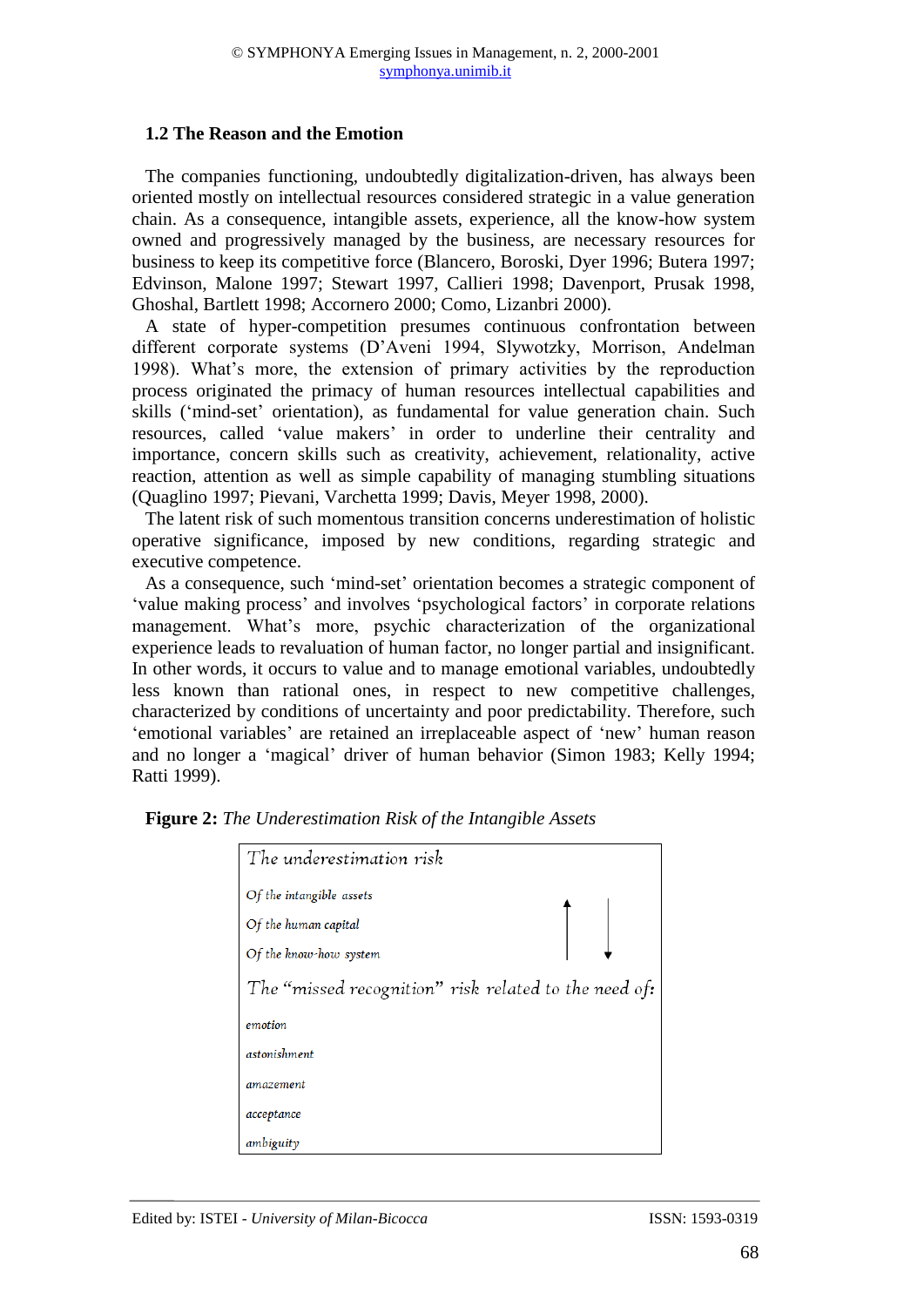### 1.2 The Reason and the Emotion

The companies functioning, undoubtedly digitalization-driven, has always been oriented mostly on intellectual resources considered strategic in a value generation chain. As a consequence, intangible assets, experience, all the know-how system owned and progressively managed by the business, are necessary resources for business to keep its competitive force (Blancero, Boroski, Dyer 1996; Butera 1997; Edvinson, Malone 1997; Stewart 1997, Callieri 1998; Davenport, Prusak 1998, Ghoshal, Bartlett 1998; Accornero 2000; Como, Lizanbri 2000).

A state of hyper-competition presumes continuous confrontation between different corporate systems (D'Aveni 1994, Slywotzky, Morrison, Andelman 1998). What's more, the extension of primary activities by the reproduction process originated the primacy of human resources intellectual capabilities and skills ('mind-set' orientation), as fundamental for value generation chain. Such resources, called 'value makers' in order to underline their centrality and importance, concern skills such as creativity, achievement, relationality, active reaction, attention as well as simple capability of managing stumbling situations (Quaglino 1997; Pievani, Varchetta 1999; Davis, Meyer 1998, 2000).

The latent risk of such momentous transition concerns underestimation of holistic operative significance, imposed by new conditions, regarding strategic and executive competence.

As a consequence, such 'mind-set' orientation becomes a strategic component of 'value making process' and involves 'psychological factors' in corporate relations management. What's more, psychic characterization of the organizational experience leads to revaluation of human factor, no longer partial and insignificant. In other words, it occurs to value and to manage emotional variables, undoubtedly less known than rational ones, in respect to new competitive challenges, characterized by conditions of uncertainty and poor predictability. Therefore, such 'emotional variables' are retained an irreplaceable aspect of 'new' human reason and no longer a 'magical' driver of human behavior (Simon 1983; Kelly 1994; Ratti 1999).

**Figure 2:** *The Underestimation Risk of the Intangible Assets*

The underestimation risk

*Of the intangible assets*

*Of the human capital*

*Of the know-how system*

↑ ↓

The "missed recognition" risk related to the need of:

*emotion*

*astonishment*

*amazement*

*acceptance*

*ambiguity*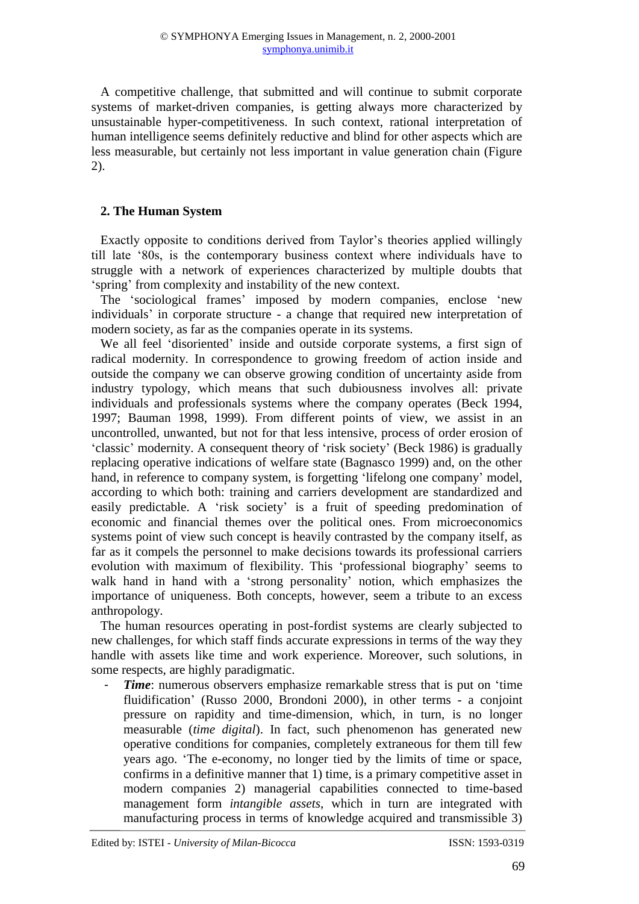A competitive challenge, that submitted and will continue to submit corporate systems of market-driven companies, is getting always more characterized by unsustainable hyper-competitiveness. In such context, rational interpretation of human intelligence seems definitely reductive and blind for other aspects which are less measurable, but certainly not less important in value generation chain (Figure 2).

## 2. The Human System

Exactly opposite to conditions derived from Taylor's theories applied willingly till late '80s, is the contemporary business context where individuals have to struggle with a network of experiences characterized by multiple doubts that 'spring' from complexity and instability of the new context.

The 'sociological frames' imposed by modern companies, enclose 'new individuals' in corporate structure - a change that required new interpretation of modern society, as far as the companies operate in its systems.

We all feel 'disoriented' inside and outside corporate systems, a first sign of radical modernity. In correspondence to growing freedom of action inside and outside the company we can observe growing condition of uncertainty aside from industry typology, which means that such dubiousness involves all: private individuals and professionals systems where the company operates (Beck 1994, 1997; Bauman 1998, 1999). From different points of view, we assist in an uncontrolled, unwanted, but not for that less intensive, process of order erosion of 'classic' modernity. A consequent theory of 'risk society' (Beck 1986) is gradually replacing operative indications of welfare state (Bagnasco 1999) and, on the other hand, in reference to company system, is forgetting 'lifelong one company' model, according to which both: training and carriers development are standardized and easily predictable. A 'risk society' is a fruit of speeding predomination of economic and financial themes over the political ones. From microeconomics systems point of view such concept is heavily contrasted by the company itself, as far as it compels the personnel to make decisions towards its professional carriers evolution with maximum of flexibility. This 'professional biography' seems to walk hand in hand with a 'strong personality' notion, which emphasizes the importance of uniqueness. Both concepts, however, seem a tribute to an excess anthropology.

The human resources operating in post-fordist systems are clearly subjected to new challenges, for which staff finds accurate expressions in terms of the way they handle with assets like time and work experience. Moreover, such solutions, in some respects, are highly paradigmatic.

- ***Time***: numerous observers emphasize remarkable stress that is put on 'time fluidification' (Russo 2000, Brondoni 2000), in other terms - a conjoint pressure on rapidity and time-dimension, which, in turn, is no longer measurable (*time digital*). In fact, such phenomenon has generated new operative conditions for companies, completely extraneous for them till few years ago. 'The e-economy, no longer tied by the limits of time or space, confirms in a definitive manner that 1) time, is a primary competitive asset in modern companies 2) managerial capabilities connected to time-based management form *intangible assets*, which in turn are integrated with manufacturing process in terms of knowledge acquired and transmissible 3)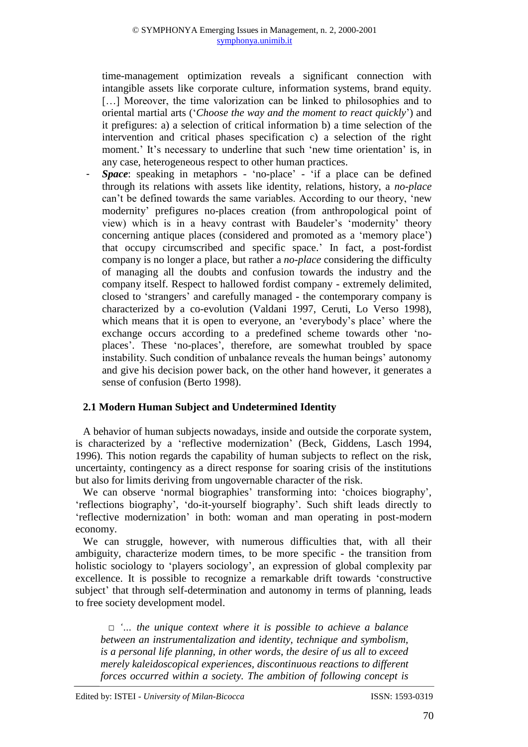time-management optimization reveals a significant connection with intangible assets like corporate culture, information systems, brand equity. […] Moreover, the time valorization can be linked to philosophies and to oriental martial arts ('*Choose the way and the moment to react quickly*') and it prefigures: a) a selection of critical information b) a time selection of the intervention and critical phases specification c) a selection of the right moment.' It's necessary to underline that such 'new time orientation' is, in any case, heterogeneous respect to other human practices.

- ***Space***: speaking in metaphors - 'no-place' - 'if a place can be defined through its relations with assets like identity, relations, history, a *no-place* can't be defined towards the same variables. According to our theory, 'new modernity' prefigures no-places creation (from anthropological point of view) which is in a heavy contrast with Baudeler's 'modernity' theory concerning antique places (considered and promoted as a 'memory place') that occupy circumscribed and specific space.' In fact, a post-fordist company is no longer a place, but rather a *no-place* considering the difficulty of managing all the doubts and confusion towards the industry and the company itself. Respect to hallowed fordist company - extremely delimited, closed to 'strangers' and carefully managed - the contemporary company is characterized by a co-evolution (Valdani 1997, Ceruti, Lo Verso 1998), which means that it is open to everyone, an 'everybody's place' where the exchange occurs according to a predefined scheme towards other 'no-places'. These 'no-places', therefore, are somewhat troubled by space instability. Such condition of unbalance reveals the human beings' autonomy and give his decision power back, on the other hand however, it generates a sense of confusion (Berto 1998).

## 2.1 Modern Human Subject and Undetermined Identity

A behavior of human subjects nowadays, inside and outside the corporate system, is characterized by a 'reflective modernization' (Beck, Giddens, Lasch 1994, 1996). This notion regards the capability of human subjects to reflect on the risk, uncertainty, contingency as a direct response for soaring crisis of the institutions but also for limits deriving from ungovernable character of the risk.

We can observe 'normal biographies' transforming into: 'choices biography', 'reflections biography', 'do-it-yourself biography'. Such shift leads directly to 'reflective modernization' in both: woman and man operating in post-modern economy.

We can struggle, however, with numerous difficulties that, with all their ambiguity, characterize modern times, to be more specific - the transition from holistic sociology to 'players sociology', an expression of global complexity par excellence. It is possible to recognize a remarkable drift towards 'constructive subject' that through self-determination and autonomy in terms of planning, leads to free society development model.

□ '*... the unique context where it is possible to achieve a balance between an instrumentalization and identity, technique and symbolism, is a personal life planning, in other words, the desire of us all to exceed merely kaleidoscopical experiences, discontinuous reactions to different forces occurred within a society. The ambition of following concept is*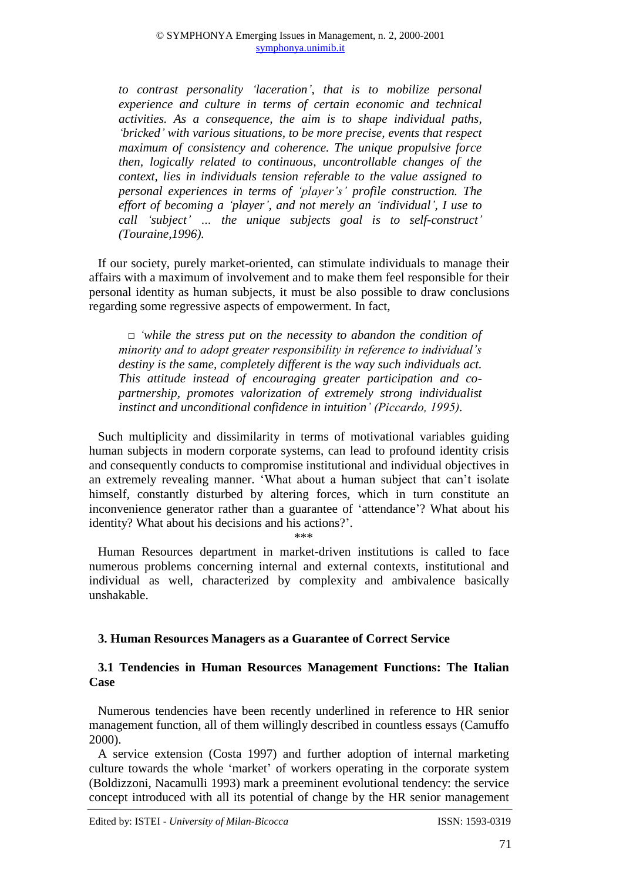*to contrast personality 'laceration', that is to mobilize personal experience and culture in terms of certain economic and technical activities. As a consequence, the aim is to shape individual paths, 'bricked' with various situations, to be more precise, events that respect maximum of consistency and coherence. The unique propulsive force then, logically related to continuous, uncontrollable changes of the context, lies in individuals tension referable to the value assigned to personal experiences in terms of 'player's' profile construction. The effort of becoming a 'player', and not merely an 'individual', I use to call 'subject' ... the unique subjects goal is to self-construct' (Touraine,1996).*

If our society, purely market-oriented, can stimulate individuals to manage their affairs with a maximum of involvement and to make them feel responsible for their personal identity as human subjects, it must be also possible to draw conclusions regarding some regressive aspects of empowerment. In fact,

> □ *'while the stress put on the necessity to abandon the condition of minority and to adopt greater responsibility in reference to individual's destiny is the same, completely different is the way such individuals act. This attitude instead of encouraging greater participation and co-partnership, promotes valorization of extremely strong individualist instinct and unconditional confidence in intuition' (Piccardo, 1995).*

Such multiplicity and dissimilarity in terms of motivational variables guiding human subjects in modern corporate systems, can lead to profound identity crisis and consequently conducts to compromise institutional and individual objectives in an extremely revealing manner. 'What about a human subject that can't isolate himself, constantly disturbed by altering forces, which in turn constitute an inconvenience generator rather than a guarantee of 'attendance'? What about his identity? What about his decisions and his actions?'.

\*\*\*

Human Resources department in market-driven institutions is called to face numerous problems concerning internal and external contexts, institutional and individual as well, characterized by complexity and ambivalence basically unshakable.

## 3. Human Resources Managers as a Guarantee of Correct Service

### 3.1 Tendencies in Human Resources Management Functions: The Italian Case

Numerous tendencies have been recently underlined in reference to HR senior management function, all of them willingly described in countless essays (Camuffo 2000).

A service extension (Costa 1997) and further adoption of internal marketing culture towards the whole 'market' of workers operating in the corporate system (Boldizzoni, Nacamulli 1993) mark a preeminent evolutional tendency: the service concept introduced with all its potential of change by the HR senior management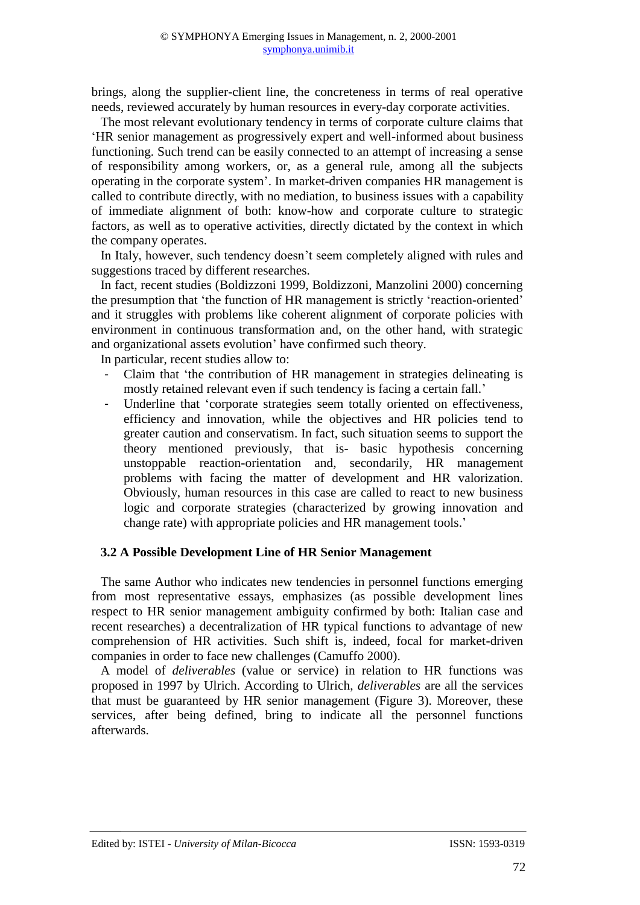brings, along the supplier-client line, the concreteness in terms of real operative needs, reviewed accurately by human resources in every-day corporate activities.

The most relevant evolutionary tendency in terms of corporate culture claims that 'HR senior management as progressively expert and well-informed about business functioning. Such trend can be easily connected to an attempt of increasing a sense of responsibility among workers, or, as a general rule, among all the subjects operating in the corporate system'. In market-driven companies HR management is called to contribute directly, with no mediation, to business issues with a capability of immediate alignment of both: know-how and corporate culture to strategic factors, as well as to operative activities, directly dictated by the context in which the company operates.

In Italy, however, such tendency doesn't seem completely aligned with rules and suggestions traced by different researches.

In fact, recent studies (Boldizzoni 1999, Boldizzoni, Manzolini 2000) concerning the presumption that 'the function of HR management is strictly 'reaction-oriented' and it struggles with problems like coherent alignment of corporate policies with environment in continuous transformation and, on the other hand, with strategic and organizational assets evolution' have confirmed such theory.

In particular, recent studies allow to:

- Claim that 'the contribution of HR management in strategies delineating is mostly retained relevant even if such tendency is facing a certain fall.'
- Underline that 'corporate strategies seem totally oriented on effectiveness, efficiency and innovation, while the objectives and HR policies tend to greater caution and conservatism. In fact, such situation seems to support the theory mentioned previously, that is- basic hypothesis concerning unstoppable reaction-orientation and, secondarily, HR management problems with facing the matter of development and HR valorization. Obviously, human resources in this case are called to react to new business logic and corporate strategies (characterized by growing innovation and change rate) with appropriate policies and HR management tools.'

### 3.2 A Possible Development Line of HR Senior Management

The same Author who indicates new tendencies in personnel functions emerging from most representative essays, emphasizes (as possible development lines respect to HR senior management ambiguity confirmed by both: Italian case and recent researches) a decentralization of HR typical functions to advantage of new comprehension of HR activities. Such shift is, indeed, focal for market-driven companies in order to face new challenges (Camuffo 2000).

A model of *deliverables* (value or service) in relation to HR functions was proposed in 1997 by Ulrich. According to Ulrich, *deliverables* are all the services that must be guaranteed by HR senior management (Figure 3). Moreover, these services, after being defined, bring to indicate all the personnel functions afterwards.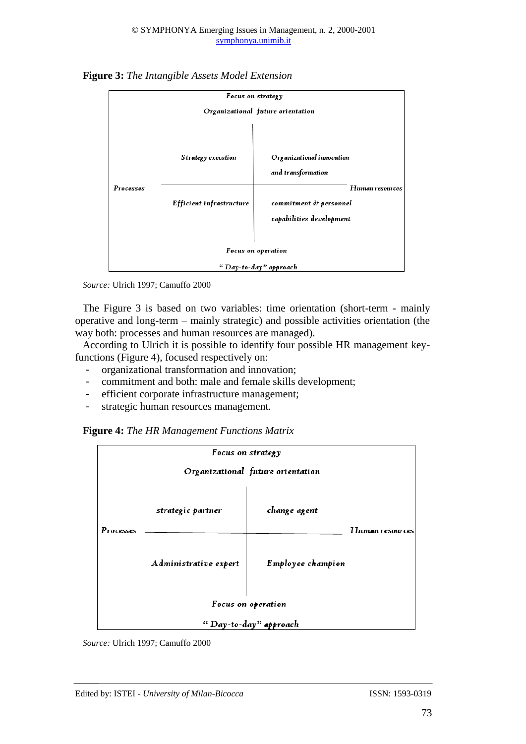**Figure 3:** *The Intangible Assets Model Extension*

| | Focus on strategy — Organizational future orientation | |
|---|---|---|
| | Strategy execution | Organizational innovation and transformation |
| Processes | | Human resources |
| | Efficient infrastructure | commitment & personnel capabilities development |
| | Focus on operation — "Day-to-day" approach | |

*Source:* Ulrich 1997; Camuffo 2000

The Figure 3 is based on two variables: time orientation (short-term - mainly operative and long-term – mainly strategic) and possible activities orientation (the way both: processes and human resources are managed).

According to Ulrich it is possible to identify four possible HR management key-functions (Figure 4), focused respectively on:

- organizational transformation and innovation;
- commitment and both: male and female skills development;
- efficient corporate infrastructure management;
- strategic human resources management.

**Figure 4:** *The HR Management Functions Matrix*

| | Focus on strategy — Organizational future orientation | |
|---|---|---|
| | strategic partner | change agent |
| Processes | | Human resources |
| | Administrative expert | Employee champion |
| | Focus on operation — "Day-to-day" approach | |

*Source:* Ulrich 1997; Camuffo 2000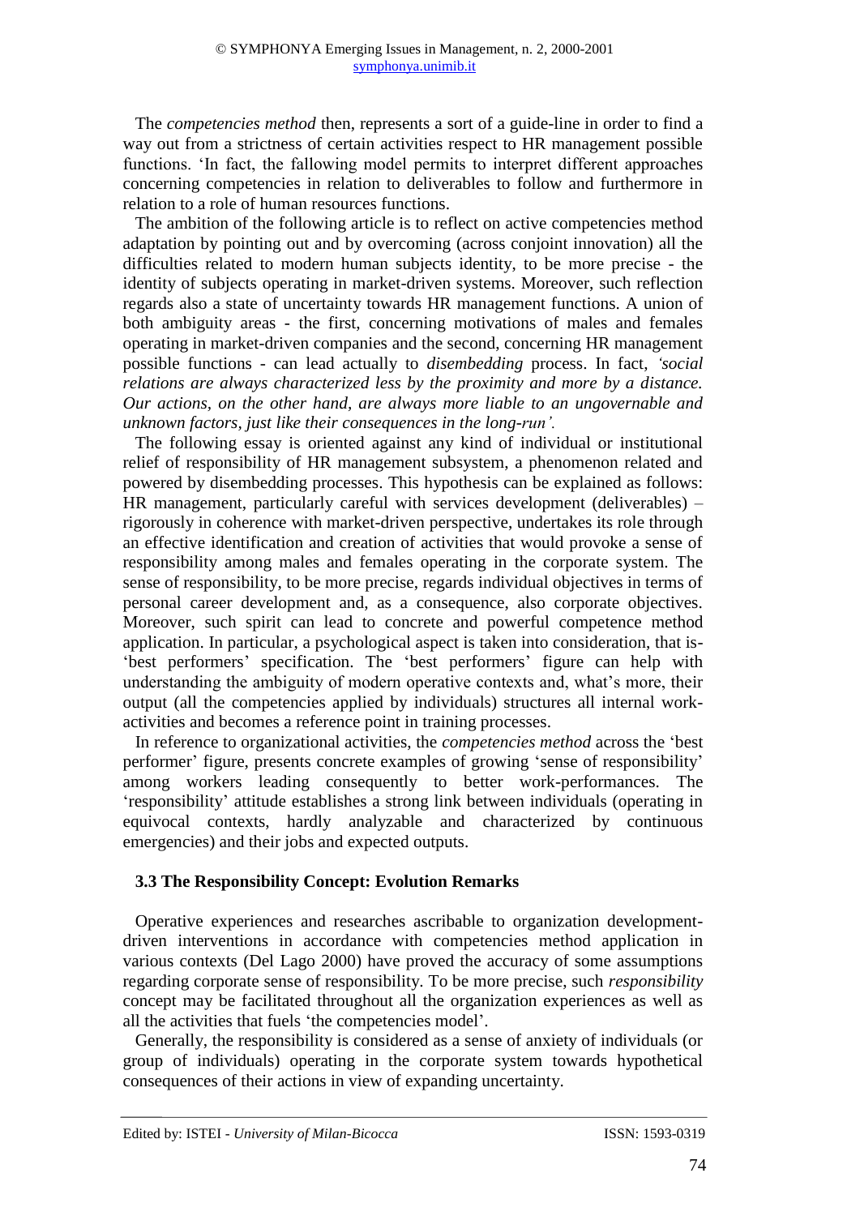The *competencies method* then, represents a sort of a guide-line in order to find a way out from a strictness of certain activities respect to HR management possible functions. 'In fact, the fallowing model permits to interpret different approaches concerning competencies in relation to deliverables to follow and furthermore in relation to a role of human resources functions.

The ambition of the following article is to reflect on active competencies method adaptation by pointing out and by overcoming (across conjoint innovation) all the difficulties related to modern human subjects identity, to be more precise - the identity of subjects operating in market-driven systems. Moreover, such reflection regards also a state of uncertainty towards HR management functions. A union of both ambiguity areas - the first, concerning motivations of males and females operating in market-driven companies and the second, concerning HR management possible functions - can lead actually to *disembedding* process. In fact, *'social relations are always characterized less by the proximity and more by a distance. Our actions, on the other hand, are always more liable to an ungovernable and unknown factors, just like their consequences in the long-run'.*

The following essay is oriented against any kind of individual or institutional relief of responsibility of HR management subsystem, a phenomenon related and powered by disembedding processes. This hypothesis can be explained as follows: HR management, particularly careful with services development (deliverables) – rigorously in coherence with market-driven perspective, undertakes its role through an effective identification and creation of activities that would provoke a sense of responsibility among males and females operating in the corporate system. The sense of responsibility, to be more precise, regards individual objectives in terms of personal career development and, as a consequence, also corporate objectives. Moreover, such spirit can lead to concrete and powerful competence method application. In particular, a psychological aspect is taken into consideration, that is- 'best performers' specification. The 'best performers' figure can help with understanding the ambiguity of modern operative contexts and, what's more, their output (all the competencies applied by individuals) structures all internal work-activities and becomes a reference point in training processes.

In reference to organizational activities, the *competencies method* across the 'best performer' figure, presents concrete examples of growing 'sense of responsibility' among workers leading consequently to better work-performances. The 'responsibility' attitude establishes a strong link between individuals (operating in equivocal contexts, hardly analyzable and characterized by continuous emergencies) and their jobs and expected outputs.

### 3.3 The Responsibility Concept: Evolution Remarks

Operative experiences and researches ascribable to organization development-driven interventions in accordance with competencies method application in various contexts (Del Lago 2000) have proved the accuracy of some assumptions regarding corporate sense of responsibility. To be more precise, such *responsibility* concept may be facilitated throughout all the organization experiences as well as all the activities that fuels 'the competencies model'.

Generally, the responsibility is considered as a sense of anxiety of individuals (or group of individuals) operating in the corporate system towards hypothetical consequences of their actions in view of expanding uncertainty.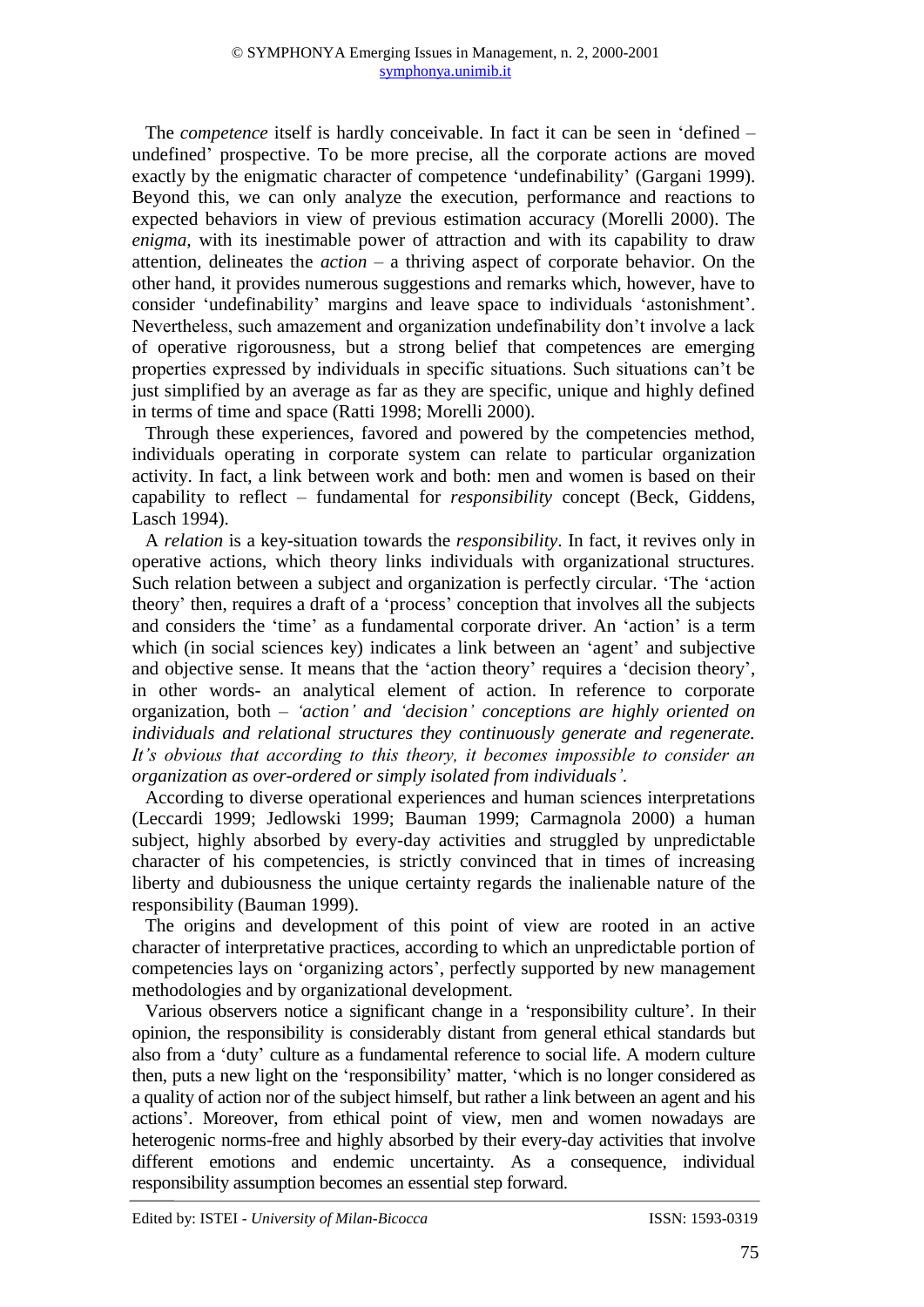The *competence* itself is hardly conceivable. In fact it can be seen in 'defined – undefined' prospective. To be more precise, all the corporate actions are moved exactly by the enigmatic character of competence 'undefinability' (Gargani 1999). Beyond this, we can only analyze the execution, performance and reactions to expected behaviors in view of previous estimation accuracy (Morelli 2000). The *enigma*, with its inestimable power of attraction and with its capability to draw attention, delineates the *action* – a thriving aspect of corporate behavior. On the other hand, it provides numerous suggestions and remarks which, however, have to consider 'undefinability' margins and leave space to individuals 'astonishment'. Nevertheless, such amazement and organization undefinability don't involve a lack of operative rigorousness, but a strong belief that competences are emerging properties expressed by individuals in specific situations. Such situations can't be just simplified by an average as far as they are specific, unique and highly defined in terms of time and space (Ratti 1998; Morelli 2000).

Through these experiences, favored and powered by the competencies method, individuals operating in corporate system can relate to particular organization activity. In fact, a link between work and both: men and women is based on their capability to reflect – fundamental for *responsibility* concept (Beck, Giddens, Lasch 1994).

A *relation* is a key-situation towards the *responsibility*. In fact, it revives only in operative actions, which theory links individuals with organizational structures. Such relation between a subject and organization is perfectly circular. 'The 'action theory' then, requires a draft of a 'process' conception that involves all the subjects and considers the 'time' as a fundamental corporate driver. An 'action' is a term which (in social sciences key) indicates a link between an 'agent' and subjective and objective sense. It means that the 'action theory' requires a 'decision theory', in other words- an analytical element of action. In reference to corporate organization, both – *'action' and 'decision' conceptions are highly oriented on individuals and relational structures they continuously generate and regenerate. It's obvious that according to this theory, it becomes impossible to consider an organization as over-ordered or simply isolated from individuals'.*

According to diverse operational experiences and human sciences interpretations (Leccardi 1999; Jedlowski 1999; Bauman 1999; Carmagnola 2000) a human subject, highly absorbed by every-day activities and struggled by unpredictable character of his competencies, is strictly convinced that in times of increasing liberty and dubiousness the unique certainty regards the inalienable nature of the responsibility (Bauman 1999).

The origins and development of this point of view are rooted in an active character of interpretative practices, according to which an unpredictable portion of competencies lays on 'organizing actors', perfectly supported by new management methodologies and by organizational development.

Various observers notice a significant change in a 'responsibility culture'. In their opinion, the responsibility is considerably distant from general ethical standards but also from a 'duty' culture as a fundamental reference to social life. A modern culture then, puts a new light on the 'responsibility' matter, 'which is no longer considered as a quality of action nor of the subject himself, but rather a link between an agent and his actions'. Moreover, from ethical point of view, men and women nowadays are heterogenic norms-free and highly absorbed by their every-day activities that involve different emotions and endemic uncertainty. As a consequence, individual responsibility assumption becomes an essential step forward.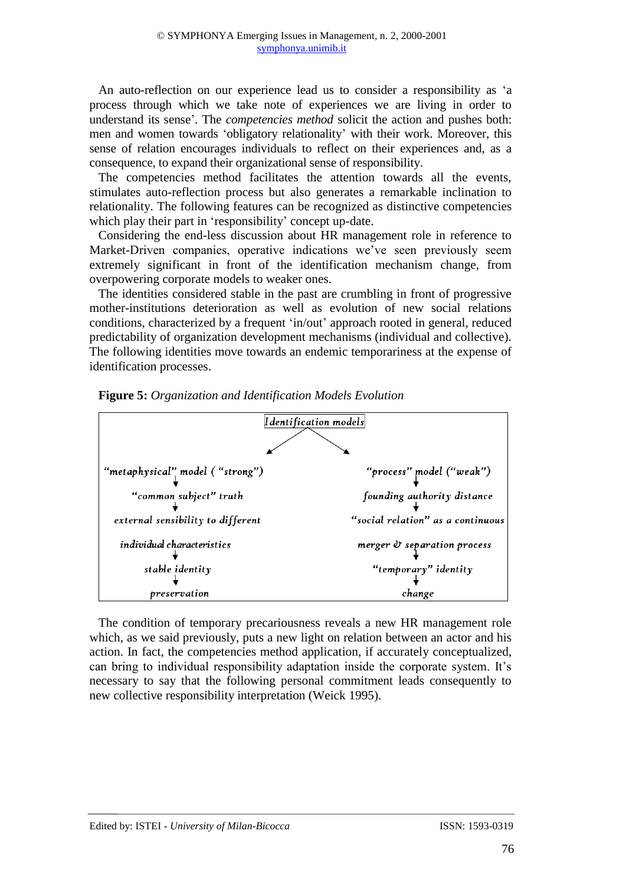An auto-reflection on our experience lead us to consider a responsibility as 'a process through which we take note of experiences we are living in order to understand its sense'. The *competencies method* solicit the action and pushes both: men and women towards 'obligatory relationality' with their work. Moreover, this sense of relation encourages individuals to reflect on their experiences and, as a consequence, to expand their organizational sense of responsibility.

The competencies method facilitates the attention towards all the events, stimulates auto-reflection process but also generates a remarkable inclination to relationality. The following features can be recognized as distinctive competencies which play their part in 'responsibility' concept up-date.

Considering the end-less discussion about HR management role in reference to Market-Driven companies, operative indications we've seen previously seem extremely significant in front of the identification mechanism change, from overpowering corporate models to weaker ones.

The identities considered stable in the past are crumbling in front of progressive mother-institutions deterioration as well as evolution of new social relations conditions, characterized by a frequent 'in/out' approach rooted in general, reduced predictability of organization development mechanisms (individual and collective). The following identities move towards an endemic temporariness at the expense of identification processes.

**Figure 5:** *Organization and Identification Models Evolution*

| *Identification models* | |
|---|---|
| *"metaphysical" model ("strong")* | *"process" model ("weak")* |
| ↓ | ↓ |
| *"common subject" truth* | *founding authority distance* |
| ↓ | ↓ |
| *external sensibility to different individual characteristics* | *"social relation" as a continuous merger & separation process* |
| ↓ | ↓ |
| *stable identity* | *"temporary" identity* |
| ↓ | ↓ |
| *preservation* | *change* |

The condition of temporary precariousness reveals a new HR management role which, as we said previously, puts a new light on relation between an actor and his action. In fact, the competencies method application, if accurately conceptualized, can bring to individual responsibility adaptation inside the corporate system. It's necessary to say that the following personal commitment leads consequently to new collective responsibility interpretation (Weick 1995).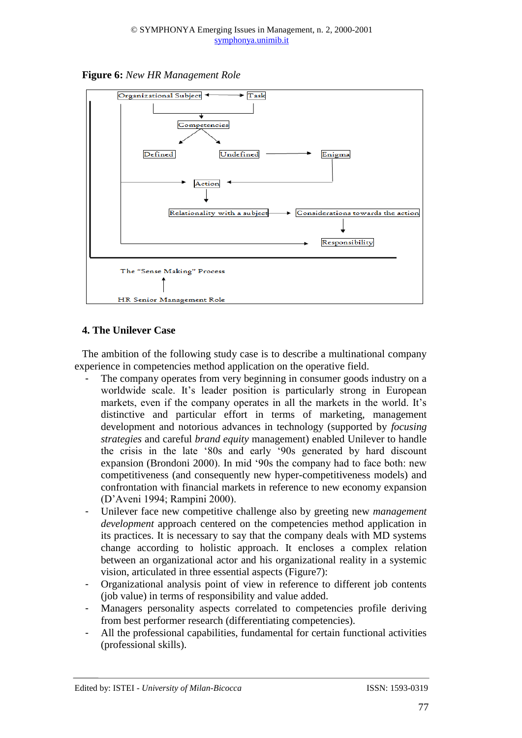**Figure 6:** *New HR Management Role*

Organizational Subject ↔ Task

Competencies

Defined — Undefined → Enigma

Action

Relationality with a subject → Considerations towards the action

Responsibility

The "Sense Making" Process

HR Senior Management Role

### 4. The Unilever Case

The ambition of the following study case is to describe a multinational company experience in competencies method application on the operative field.

- The company operates from very beginning in consumer goods industry on a worldwide scale. It's leader position is particularly strong in European markets, even if the company operates in all the markets in the world. It's distinctive and particular effort in terms of marketing, management development and notorious advances in technology (supported by *focusing strategies* and careful *brand equity* management) enabled Unilever to handle the crisis in the late '80s and early '90s generated by hard discount expansion (Brondoni 2000). In mid '90s the company had to face both: new competitiveness (and consequently new hyper-competitiveness models) and confrontation with financial markets in reference to new economy expansion (D'Aveni 1994; Rampini 2000).
- Unilever face new competitive challenge also by greeting new *management development* approach centered on the competencies method application in its practices. It is necessary to say that the company deals with MD systems change according to holistic approach. It encloses a complex relation between an organizational actor and his organizational reality in a systemic vision, articulated in three essential aspects (Figure7):
- Organizational analysis point of view in reference to different job contents (job value) in terms of responsibility and value added.
- Managers personality aspects correlated to competencies profile deriving from best performer research (differentiating competencies).
- All the professional capabilities, fundamental for certain functional activities (professional skills).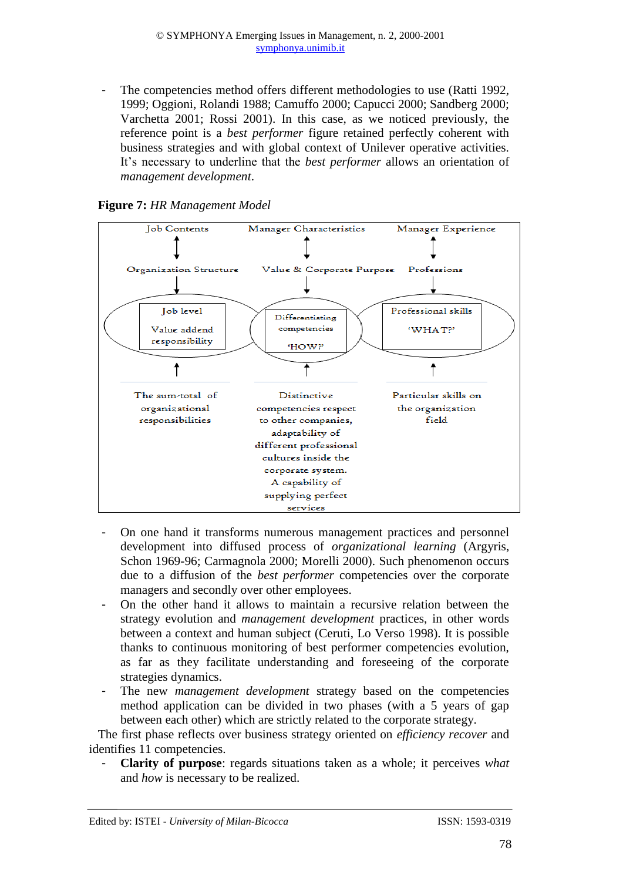- The competencies method offers different methodologies to use (Ratti 1992, 1999; Oggioni, Rolandi 1988; Camuffo 2000; Capucci 2000; Sandberg 2000; Varchetta 2001; Rossi 2001). In this case, as we noticed previously, the reference point is a *best performer* figure retained perfectly coherent with business strategies and with global context of Unilever operative activities. It's necessary to underline that the *best performer* allows an orientation of *management development*.

**Figure 7:** *HR Management Model*

Job Contents ↕ Organization Structure ↓ Job level / Value addend responsibility ↑ The sum-total of organizational responsibilities

Manager Characteristics ↕ Value & Corporate Purpose ↓ Differentiating competencies 'HOW?' ↑ Distinctive competencies respect to other companies, adaptability of different professional cultures inside the corporate system. A capability of supplying perfect services

Manager Experience ↕ Professions ↓ Professional skills 'WHAT?' ↑ Particular skills on the organization field

- On one hand it transforms numerous management practices and personnel development into diffused process of *organizational learning* (Argyris, Schon 1969-96; Carmagnola 2000; Morelli 2000). Such phenomenon occurs due to a diffusion of the *best performer* competencies over the corporate managers and secondly over other employees.
- On the other hand it allows to maintain a recursive relation between the strategy evolution and *management development* practices, in other words between a context and human subject (Ceruti, Lo Verso 1998). It is possible thanks to continuous monitoring of best performer competencies evolution, as far as they facilitate understanding and foreseeing of the corporate strategies dynamics.
- The new *management development* strategy based on the competencies method application can be divided in two phases (with a 5 years of gap between each other) which are strictly related to the corporate strategy.

The first phase reflects over business strategy oriented on *efficiency recover* and identifies 11 competencies.

- **Clarity of purpose**: regards situations taken as a whole; it perceives *what* and *how* is necessary to be realized.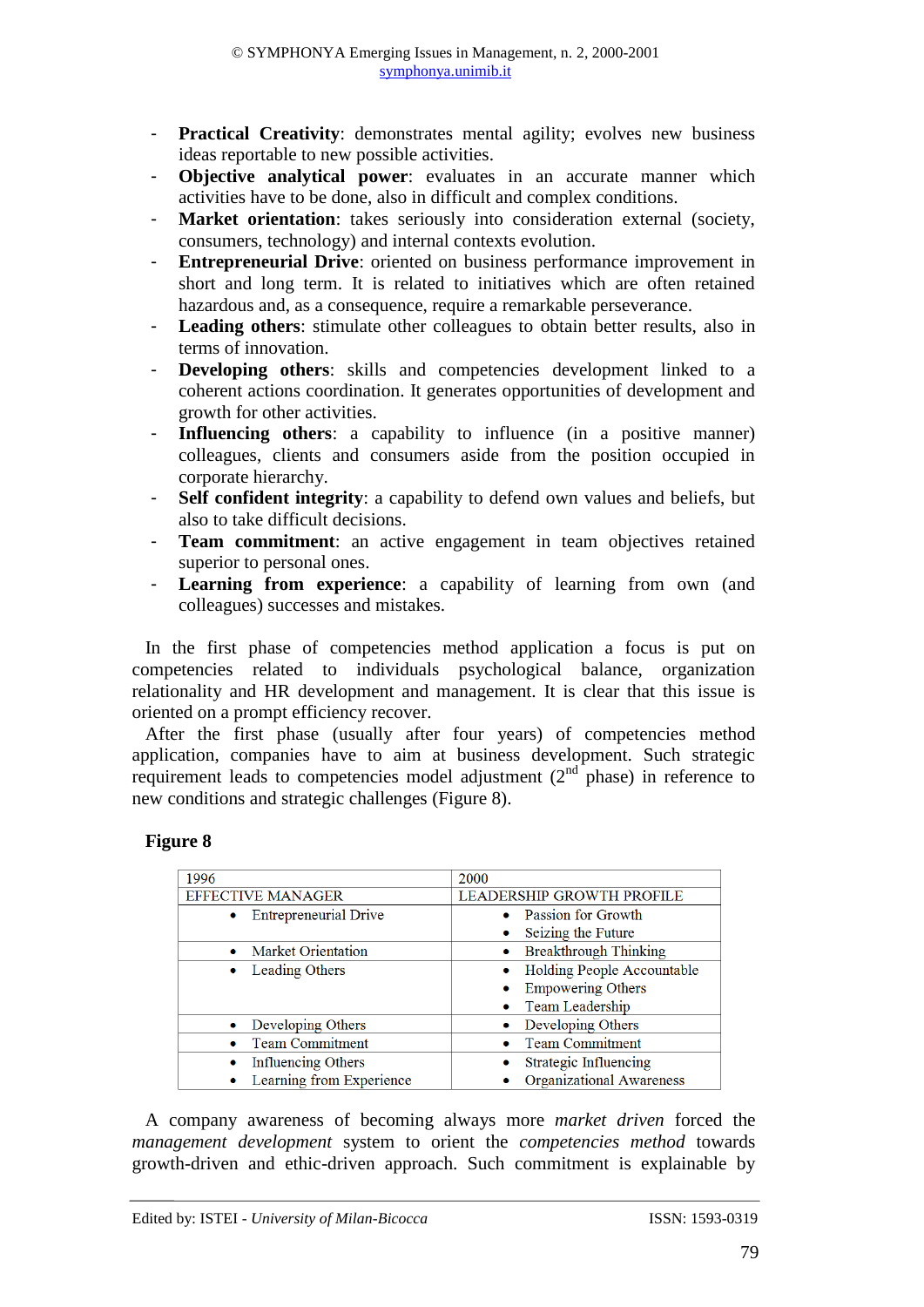- **Practical Creativity**: demonstrates mental agility; evolves new business ideas reportable to new possible activities.
- **Objective analytical power**: evaluates in an accurate manner which activities have to be done, also in difficult and complex conditions.
- **Market orientation**: takes seriously into consideration external (society, consumers, technology) and internal contexts evolution.
- **Entrepreneurial Drive**: oriented on business performance improvement in short and long term. It is related to initiatives which are often retained hazardous and, as a consequence, require a remarkable perseverance.
- **Leading others**: stimulate other colleagues to obtain better results, also in terms of innovation.
- **Developing others**: skills and competencies development linked to a coherent actions coordination. It generates opportunities of development and growth for other activities.
- **Influencing others**: a capability to influence (in a positive manner) colleagues, clients and consumers aside from the position occupied in corporate hierarchy.
- **Self confident integrity**: a capability to defend own values and beliefs, but also to take difficult decisions.
- **Team commitment**: an active engagement in team objectives retained superior to personal ones.
- **Learning from experience**: a capability of learning from own (and colleagues) successes and mistakes.

In the first phase of competencies method application a focus is put on competencies related to individuals psychological balance, organization relationality and HR development and management. It is clear that this issue is oriented on a prompt efficiency recover.

After the first phase (usually after four years) of competencies method application, companies have to aim at business development. Such strategic requirement leads to competencies model adjustment (2nd phase) in reference to new conditions and strategic challenges (Figure 8).

**Figure 8**

| 1996 | 2000 |
|---|---|
| EFFECTIVE MANAGER | LEADERSHIP GROWTH PROFILE |
| • Entrepreneurial Drive | • Passion for Growth<br>• Seizing the Future |
| • Market Orientation | • Breakthrough Thinking |
| • Leading Others | • Holding People Accountable<br>• Empowering Others<br>• Team Leadership |
| • Developing Others | • Developing Others |
| • Team Commitment | • Team Commitment |
| • Influencing Others<br>• Learning from Experience | • Strategic Influencing<br>• Organizational Awareness |

A company awareness of becoming always more *market driven* forced the *management development* system to orient the *competencies method* towards growth-driven and ethic-driven approach. Such commitment is explainable by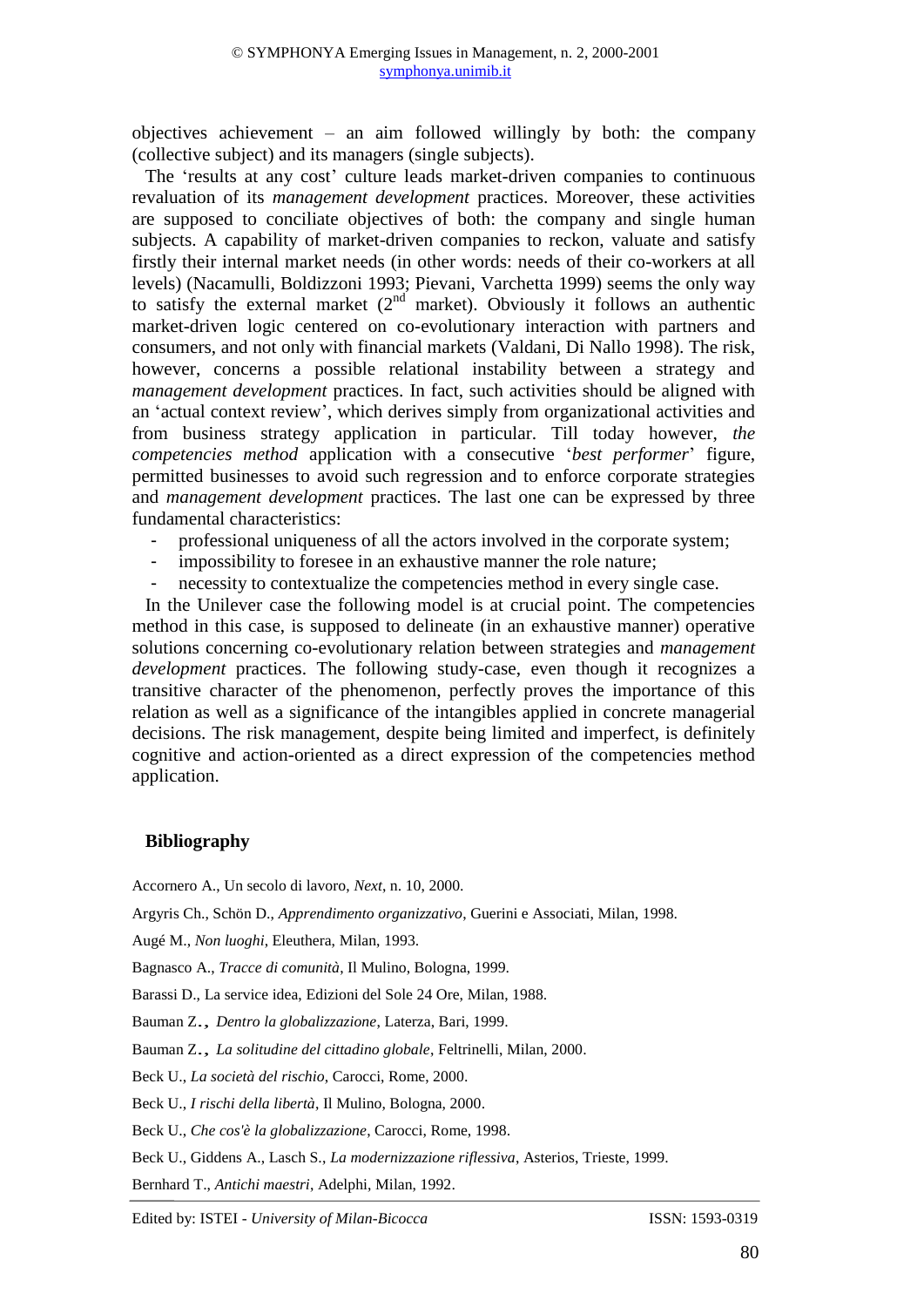objectives achievement – an aim followed willingly by both: the company (collective subject) and its managers (single subjects).

The 'results at any cost' culture leads market-driven companies to continuous revaluation of its *management development* practices. Moreover, these activities are supposed to conciliate objectives of both: the company and single human subjects. A capability of market-driven companies to reckon, valuate and satisfy firstly their internal market needs (in other words: needs of their co-workers at all levels) (Nacamulli, Boldizzoni 1993; Pievani, Varchetta 1999) seems the only way to satisfy the external market (2nd market). Obviously it follows an authentic market-driven logic centered on co-evolutionary interaction with partners and consumers, and not only with financial markets (Valdani, Di Nallo 1998). The risk, however, concerns a possible relational instability between a strategy and *management development* practices. In fact, such activities should be aligned with an 'actual context review', which derives simply from organizational activities and from business strategy application in particular. Till today however, *the competencies method* application with a consecutive '*best performer*' figure, permitted businesses to avoid such regression and to enforce corporate strategies and *management development* practices. The last one can be expressed by three fundamental characteristics:

- professional uniqueness of all the actors involved in the corporate system;
- impossibility to foresee in an exhaustive manner the role nature;
- necessity to contextualize the competencies method in every single case.

In the Unilever case the following model is at crucial point. The competencies method in this case, is supposed to delineate (in an exhaustive manner) operative solutions concerning co-evolutionary relation between strategies and *management development* practices. The following study-case, even though it recognizes a transitive character of the phenomenon, perfectly proves the importance of this relation as well as a significance of the intangibles applied in concrete managerial decisions. The risk management, despite being limited and imperfect, is definitely cognitive and action-oriented as a direct expression of the competencies method application.

## Bibliography

Accornero A., Un secolo di lavoro, *Next*, n. 10, 2000.

Argyris Ch., Schön D., *Apprendimento organizzativo*, Guerini e Associati, Milan, 1998.

Augé M., *Non luoghi*, Eleuthera, Milan, 1993.

Bagnasco A., *Tracce di comunità*, Il Mulino, Bologna, 1999.

Barassi D., La service idea, Edizioni del Sole 24 Ore, Milan, 1988.

Bauman Z., *Dentro la globalizzazione*, Laterza, Bari, 1999.

Bauman Z., *La solitudine del cittadino globale*, Feltrinelli, Milan, 2000.

Beck U., *La società del rischio*, Carocci, Rome, 2000.

Beck U., *I rischi della libertà*, Il Mulino, Bologna, 2000.

Beck U., *Che cos'è la globalizzazione*, Carocci, Rome, 1998.

Beck U., Giddens A., Lasch S., *La modernizzazione riflessiva*, Asterios, Trieste, 1999.

Bernhard T., *Antichi maestri*, Adelphi, Milan, 1992.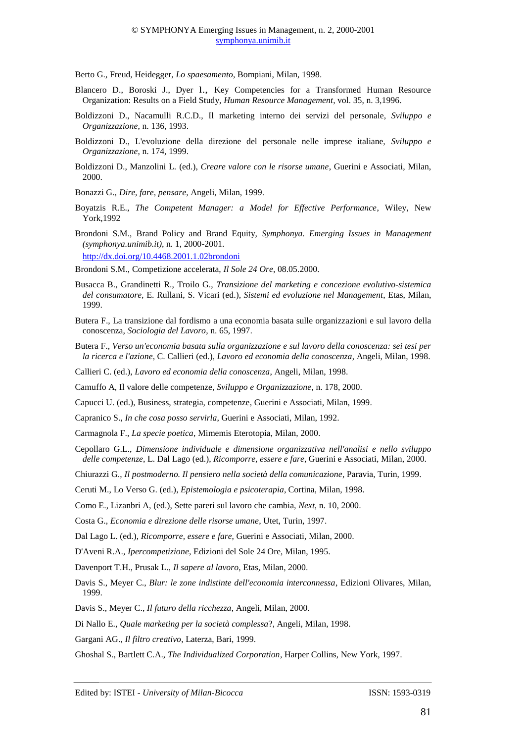Berto G., Freud, Heidegger, *Lo spaesamento*, Bompiani, Milan, 1998.

Blancero D., Boroski J., Dyer I., Key Competencies for a Transformed Human Resource Organization: Results on a Field Study, *Human Resource Management*, vol. 35, n. 3,1996.

Boldizzoni D., Nacamulli R.C.D., Il marketing interno dei servizi del personale, *Sviluppo e Organizzazione*, n. 136, 1993.

Boldizzoni D., L'evoluzione della direzione del personale nelle imprese italiane, *Sviluppo e Organizzazione*, n. 174, 1999.

Boldizzoni D., Manzolini L. (ed.), *Creare valore con le risorse umane*, Guerini e Associati, Milan, 2000.

Bonazzi G., *Dire, fare, pensare*, Angeli, Milan, 1999.

Boyatzis R.E., *The Competent Manager: a Model for Effective Performance*, Wiley, New York,1992

Brondoni S.M., Brand Policy and Brand Equity, *Symphonya. Emerging Issues in Management (symphonya.unimib.it)*, n. 1, 2000-2001.
http://dx.doi.org/10.4468.2001.1.02brondoni

Brondoni S.M., Competizione accelerata, *Il Sole 24 Ore*, 08.05.2000.

Busacca B., Grandinetti R., Troilo G., *Transizione del marketing e concezione evolutivo-sistemica del consumatore*, E. Rullani, S. Vicari (ed.), *Sistemi ed evoluzione nel Management*, Etas, Milan, 1999.

Butera F., La transizione dal fordismo a una economia basata sulle organizzazioni e sul lavoro della conoscenza, *Sociologia del Lavoro*, n. 65, 1997.

Butera F., *Verso un'economia basata sulla organizzazione e sul lavoro della conoscenza: sei tesi per la ricerca e l'azione*, C. Callieri (ed.), *Lavoro ed economia della conoscenza*, Angeli, Milan, 1998.

Callieri C. (ed.), *Lavoro ed economia della conoscenza*, Angeli, Milan, 1998.

Camuffo A, Il valore delle competenze, *Sviluppo e Organizzazione*, n. 178, 2000.

Capucci U. (ed.), Business, strategia, competenze, Guerini e Associati, Milan, 1999.

Capranico S., *In che cosa posso servirla*, Guerini e Associati, Milan, 1992.

Carmagnola F., *La specie poetica*, Mimemis Eterotopia, Milan, 2000.

Cepollaro G.L., *Dimensione individuale e dimensione organizzativa nell'analisi e nello sviluppo delle competenze*, L. Dal Lago (ed.), *Ricomporre, essere e fare*, Guerini e Associati, Milan, 2000.

Chiurazzi G., *Il postmoderno. Il pensiero nella società della comunicazione*, Paravia, Turin, 1999.

Ceruti M., Lo Verso G. (ed.), *Epistemologia e psicoterapia*, Cortina, Milan, 1998.

Como E., Lizanbri A, (ed.), Sette pareri sul lavoro che cambia, *Next*, n. 10, 2000.

Costa G., *Economia e direzione delle risorse umane*, Utet, Turin, 1997.

Dal Lago L. (ed.), *Ricomporre, essere e fare*, Guerini e Associati, Milan, 2000.

D'Aveni R.A., *Ipercompetizione*, Edizioni del Sole 24 Ore, Milan, 1995.

Davenport T.H., Prusak L., *Il sapere al lavoro*, Etas, Milan, 2000.

Davis S., Meyer C., *Blur: le zone indistinte dell'economia interconnessa*, Edizioni Olivares, Milan, 1999.

Davis S., Meyer C., *Il futuro della ricchezza*, Angeli, Milan, 2000.

Di Nallo E., *Quale marketing per la società complessa*?, Angeli, Milan, 1998.

Gargani AG., *Il filtro creativo*, Laterza, Bari, 1999.

Ghoshal S., Bartlett C.A., *The Individualized Corporation*, Harper Collins, New York, 1997.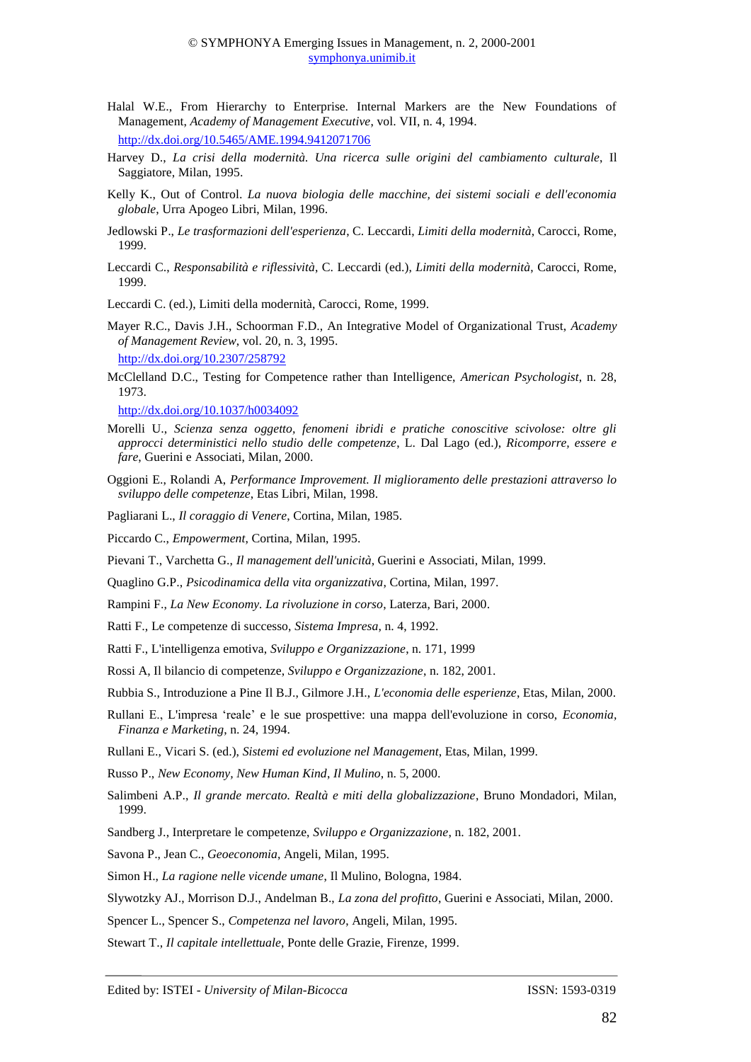Halal W.E., From Hierarchy to Enterprise. Internal Markers are the New Foundations of Management, *Academy of Management Executive*, vol. VII, n. 4, 1994.
http://dx.doi.org/10.5465/AME.1994.9412071706

Harvey D., *La crisi della modernità. Una ricerca sulle origini del cambiamento culturale*, Il Saggiatore, Milan, 1995.

Kelly K., Out of Control. *La nuova biologia delle macchine, dei sistemi sociali e dell'economia globale*, Urra Apogeo Libri, Milan, 1996.

Jedlowski P., *Le trasformazioni dell'esperienza*, C. Leccardi, *Limiti della modernità*, Carocci, Rome, 1999.

Leccardi C., *Responsabilità e riflessività*, C. Leccardi (ed.), *Limiti della modernità*, Carocci, Rome, 1999.

Leccardi C. (ed.), Limiti della modernità, Carocci, Rome, 1999.

Mayer R.C., Davis J.H., Schoorman F.D., An Integrative Model of Organizational Trust, *Academy of Management Review*, vol. 20, n. 3, 1995.
http://dx.doi.org/10.2307/258792

McClelland D.C., Testing for Competence rather than Intelligence, *American Psychologist*, n. 28, 1973.
http://dx.doi.org/10.1037/h0034092

Morelli U., *Scienza senza oggetto, fenomeni ibridi e pratiche conoscitive scivolose: oltre gli approcci deterministici nello studio delle competenze*, L. Dal Lago (ed.), *Ricomporre, essere e fare*, Guerini e Associati, Milan, 2000.

Oggioni E., Rolandi A, *Performance Improvement. Il miglioramento delle prestazioni attraverso lo sviluppo delle competenze*, Etas Libri, Milan, 1998.

Pagliarani L., *Il coraggio di Venere*, Cortina, Milan, 1985.

Piccardo C., *Empowerment*, Cortina, Milan, 1995.

Pievani T., Varchetta G., *Il management dell'unicità*, Guerini e Associati, Milan, 1999.

Quaglino G.P., *Psicodinamica della vita organizzativa*, Cortina, Milan, 1997.

Rampini F., *La New Economy. La rivoluzione in corso*, Laterza, Bari, 2000.

Ratti F., Le competenze di successo, *Sistema Impresa*, n. 4, 1992.

Ratti F., L'intelligenza emotiva, *Sviluppo e Organizzazione*, n. 171, 1999

Rossi A, Il bilancio di competenze, *Sviluppo e Organizzazione*, n. 182, 2001.

Rubbia S., Introduzione a Pine Il B.J., Gilmore J.H., *L'economia delle esperienze*, Etas, Milan, 2000.

Rullani E., L'impresa 'reale' e le sue prospettive: una mappa dell'evoluzione in corso, *Economia, Finanza e Marketing*, n. 24, 1994.

Rullani E., Vicari S. (ed.), *Sistemi ed evoluzione nel Management*, Etas, Milan, 1999.

Russo P., *New Economy, New Human Kind*, *Il Mulino*, n. 5, 2000.

Salimbeni A.P., *Il grande mercato. Realtà e miti della globalizzazione*, Bruno Mondadori, Milan, 1999.

Sandberg J., Interpretare le competenze, *Sviluppo e Organizzazione*, n. 182, 2001.

Savona P., Jean C., *Geoeconomia*, Angeli, Milan, 1995.

Simon H., *La ragione nelle vicende umane*, Il Mulino, Bologna, 1984.

Slywotzky AJ., Morrison D.J., Andelman B., *La zona del profitto*, Guerini e Associati, Milan, 2000.

Spencer L., Spencer S., *Competenza nel lavoro*, Angeli, Milan, 1995.

Stewart T., *Il capitale intellettuale*, Ponte delle Grazie, Firenze, 1999.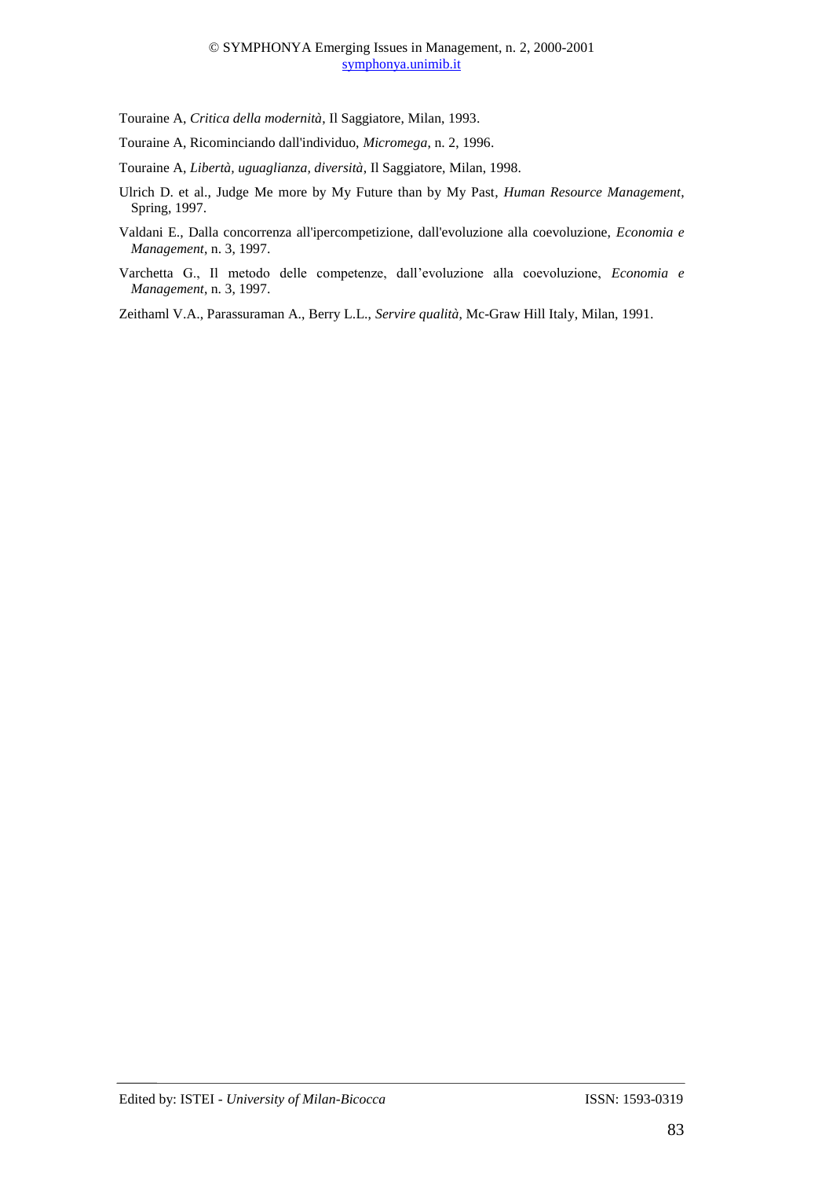Touraine A, *Critica della modernità*, Il Saggiatore, Milan, 1993.

Touraine A, Ricominciando dall'individuo, *Micromega*, n. 2, 1996.

Touraine A, *Libertà, uguaglianza, diversità*, Il Saggiatore, Milan, 1998.

Ulrich D. et al., Judge Me more by My Future than by My Past, *Human Resource Management*, Spring, 1997.

Valdani E., Dalla concorrenza all'ipercompetizione, dall'evoluzione alla coevoluzione, *Economia e Management*, n. 3, 1997.

Varchetta G., Il metodo delle competenze, dall'evoluzione alla coevoluzione, *Economia e Management*, n. 3, 1997.

Zeithaml V.A., Parassuraman A., Berry L.L., *Servire qualità*, Mc-Graw Hill Italy, Milan, 1991.